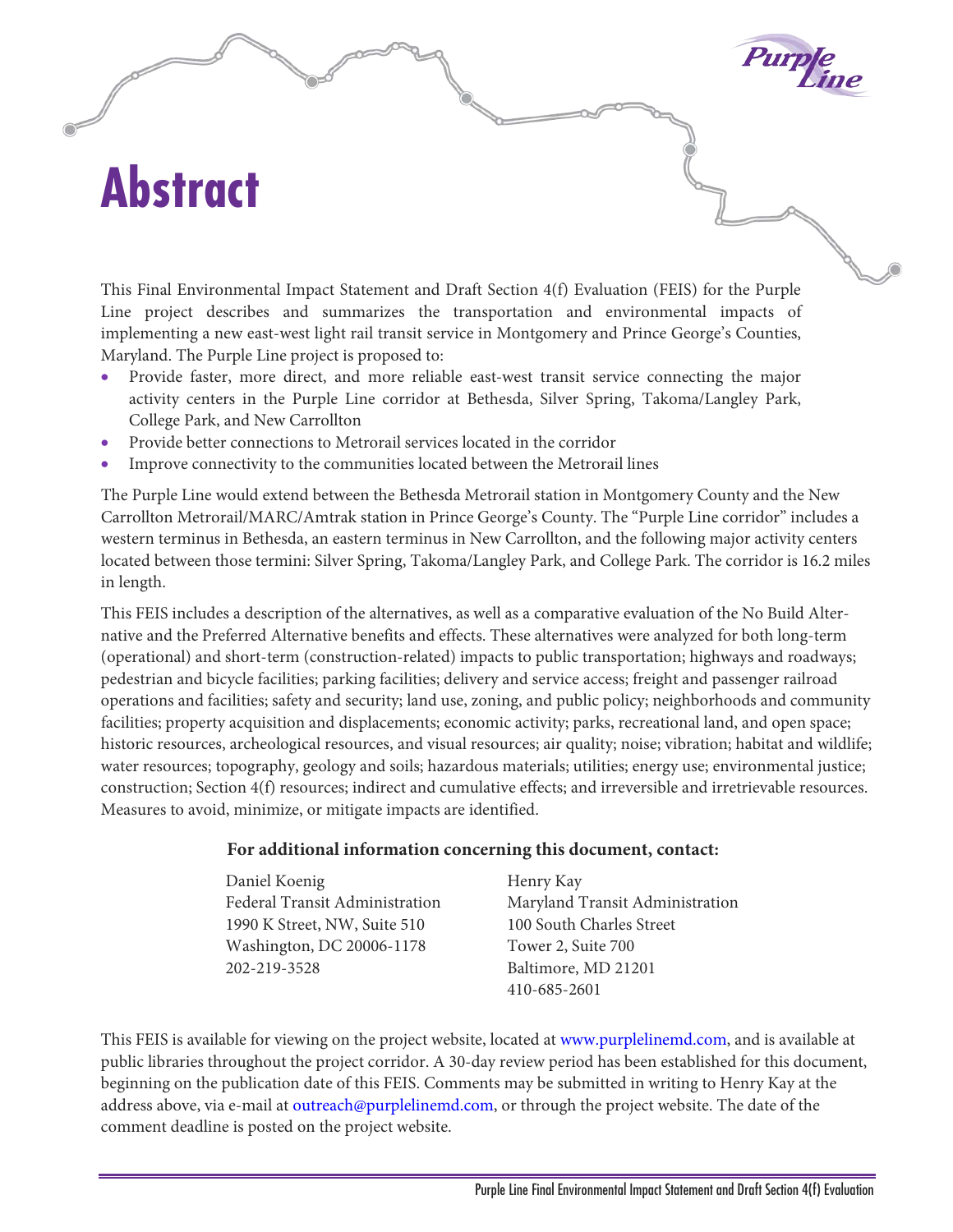# Abstract

This Final Environmental Impact Statement and Draft Section 4(f) Evaluation (FEIS) for the Purple Line project describes and summarizes the transportation and environmental impacts of implementing a new east-west light rail transit service in Montgomery and Prince George's Counties, Maryland. The Purple Line project is proposed to:

- Provide faster, more direct, and more reliable east-west transit service connecting the major activity centers in the Purple Line corridor at Bethesda, Silver Spring, Takoma/Langley Park, College Park, and New Carrollton
- Provide better connections to Metrorail services located in the corridor
- Improve connectivity to the communities located between the Metrorail lines

The Purple Line would extend between the Bethesda Metrorail station in Montgomery County and the New Carrollton Metrorail/MARC/Amtrak station in Prince George's County. The "Purple Line corridor" includes a western terminus in Bethesda, an eastern terminus in New Carrollton, and the following major activity centers located between those termini: Silver Spring, Takoma/Langley Park, and College Park. The corridor is 16.2 miles in length.

This FEIS includes a description of the alternatives, as well as a comparative evaluation of the No Build Alternative and the Preferred Alternative benefits and effects. These alternatives were analyzed for both long-term (operational) and short-term (construction-related) impacts to public transportation; highways and roadways; pedestrian and bicycle facilities; parking facilities; delivery and service access; freight and passenger railroad operations and facilities; safety and security; land use, zoning, and public policy; neighborhoods and community facilities; property acquisition and displacements; economic activity; parks, recreational land, and open space; historic resources, archeological resources, and visual resources; air quality; noise; vibration; habitat and wildlife; water resources; topography, geology and soils; hazardous materials; utilities; energy use; environmental justice; construction; Section 4(f) resources; indirect and cumulative effects; and irreversible and irretrievable resources. Measures to avoid, minimize, or mitigate impacts are identified.

**For additional information concerning this document, contact:**

Daniel Koenig
Federal Transit Administration
1990 K Street, NW, Suite 510
Washington, DC 20006-1178
202-219-3528

Henry Kay
Maryland Transit Administration
100 South Charles Street
Tower 2, Suite 700
Baltimore, MD 21201
410-685-2601

This FEIS is available for viewing on the project website, located at www.purplelinemd.com, and is available at public libraries throughout the project corridor. A 30-day review period has been established for this document, beginning on the publication date of this FEIS. Comments may be submitted in writing to Henry Kay at the address above, via e-mail at outreach@purplelinemd.com, or through the project website. The date of the comment deadline is posted on the project website.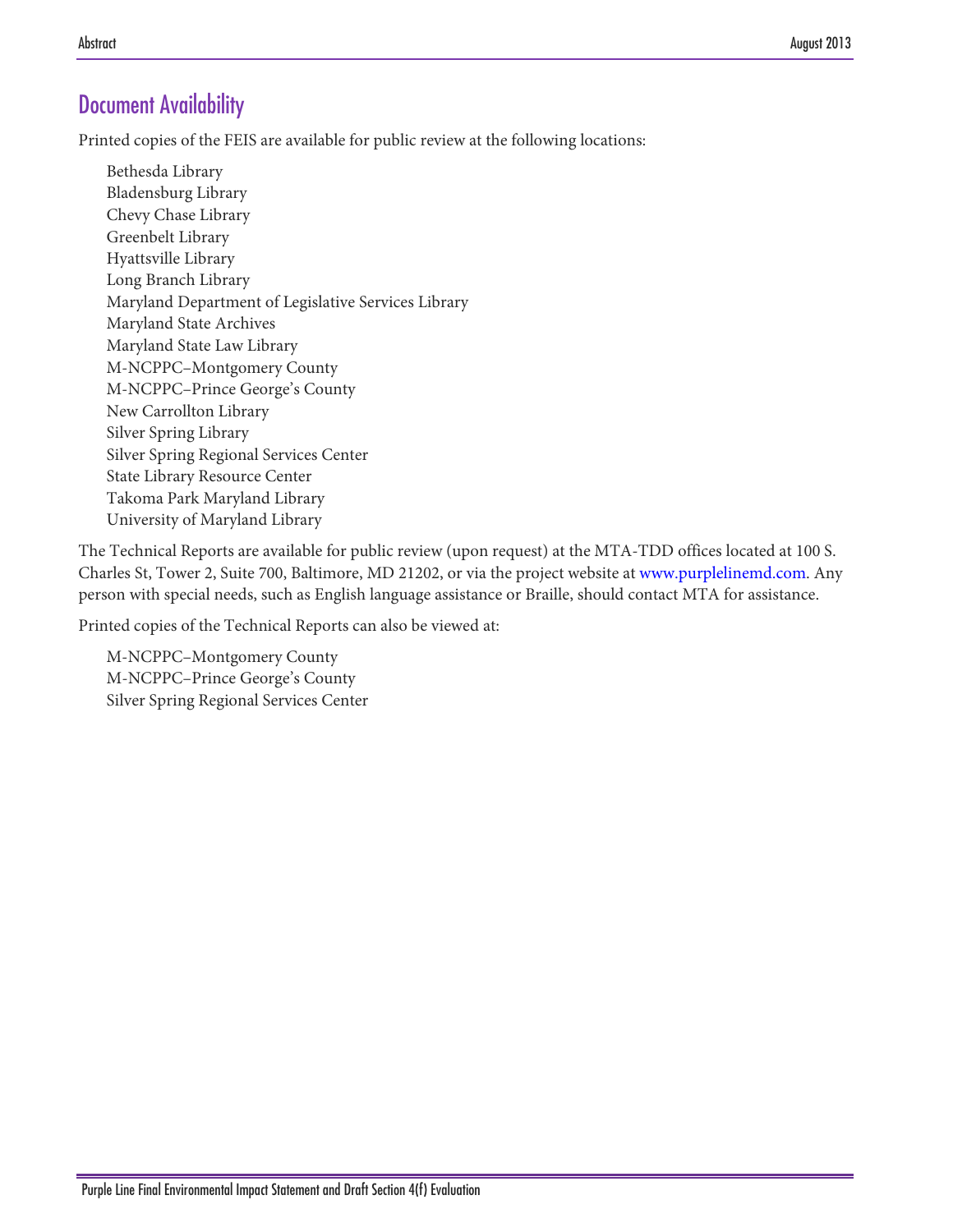## Document Availability

Printed copies of the FEIS are available for public review at the following locations:

Bethesda Library
Bladensburg Library
Chevy Chase Library
Greenbelt Library
Hyattsville Library
Long Branch Library
Maryland Department of Legislative Services Library
Maryland State Archives
Maryland State Law Library
M-NCPPC–Montgomery County
M-NCPPC–Prince George's County
New Carrollton Library
Silver Spring Library
Silver Spring Regional Services Center
State Library Resource Center
Takoma Park Maryland Library
University of Maryland Library

The Technical Reports are available for public review (upon request) at the MTA-TDD offices located at 100 S. Charles St, Tower 2, Suite 700, Baltimore, MD 21202, or via the project website at www.purplelinemd.com. Any person with special needs, such as English language assistance or Braille, should contact MTA for assistance.

Printed copies of the Technical Reports can also be viewed at:

M-NCPPC–Montgomery County
M-NCPPC–Prince George's County
Silver Spring Regional Services Center